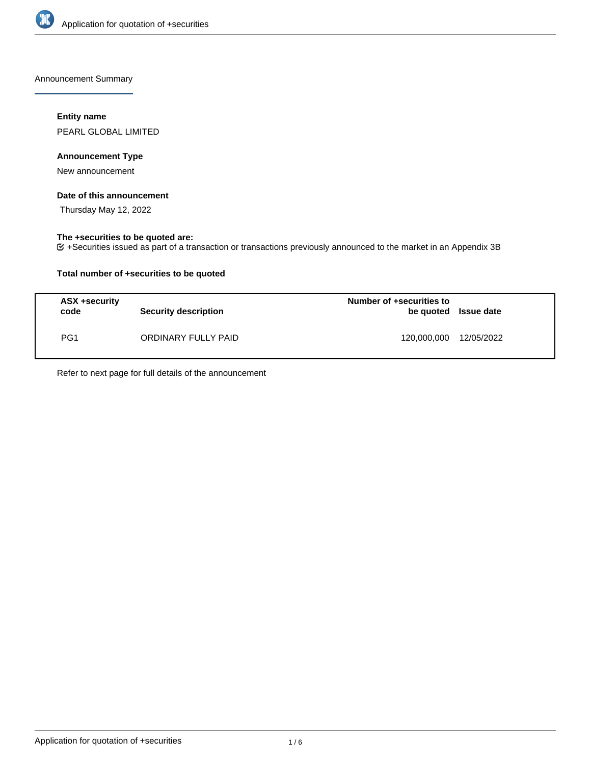Announcement Summary

**Entity name**

PEARL GLOBAL LIMITED

**Announcement Type**

New announcement

**Date of this announcement**

Thursday May 12, 2022

**The +securities to be quoted are:**

+Securities issued as part of a transaction or transactions previously announced to the market in an Appendix 3B

**Total number of +securities to be quoted**

| ASX +security code | Security description | Number of +securities to be quoted | Issue date |
|---|---|---|---|
| PG1 | ORDINARY FULLY PAID | 120,000,000 | 12/05/2022 |

Refer to next page for full details of the announcement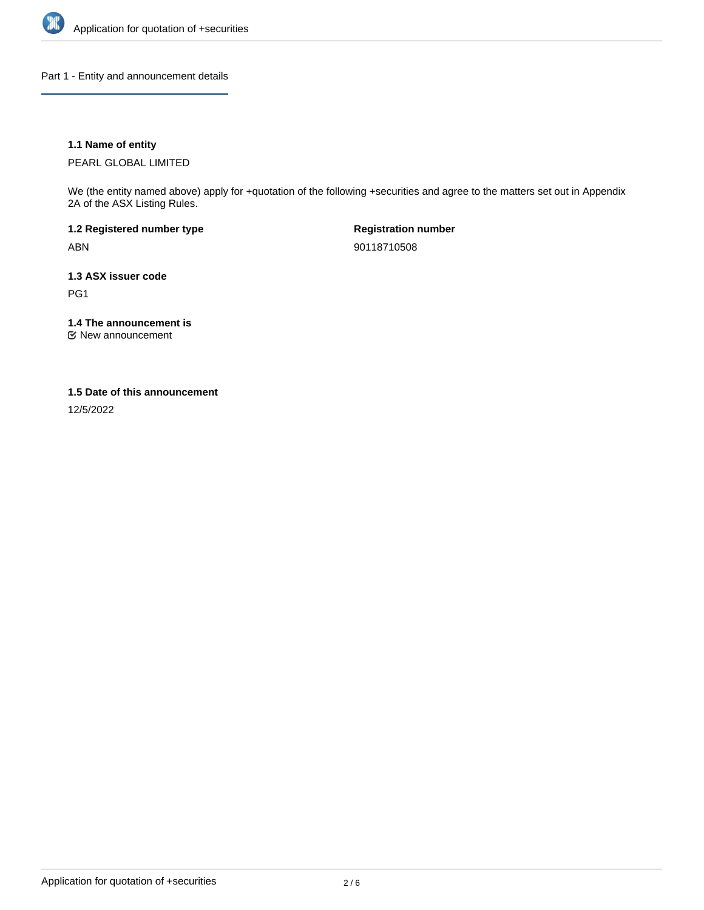## Part 1 - Entity and announcement details

**1.1 Name of entity**

PEARL GLOBAL LIMITED

We (the entity named above) apply for +quotation of the following +securities and agree to the matters set out in Appendix 2A of the ASX Listing Rules.

**1.2 Registered number type**

ABN

**Registration number**

90118710508

**1.3 ASX issuer code**

PG1

**1.4 The announcement is**

New announcement

**1.5 Date of this announcement**

12/5/2022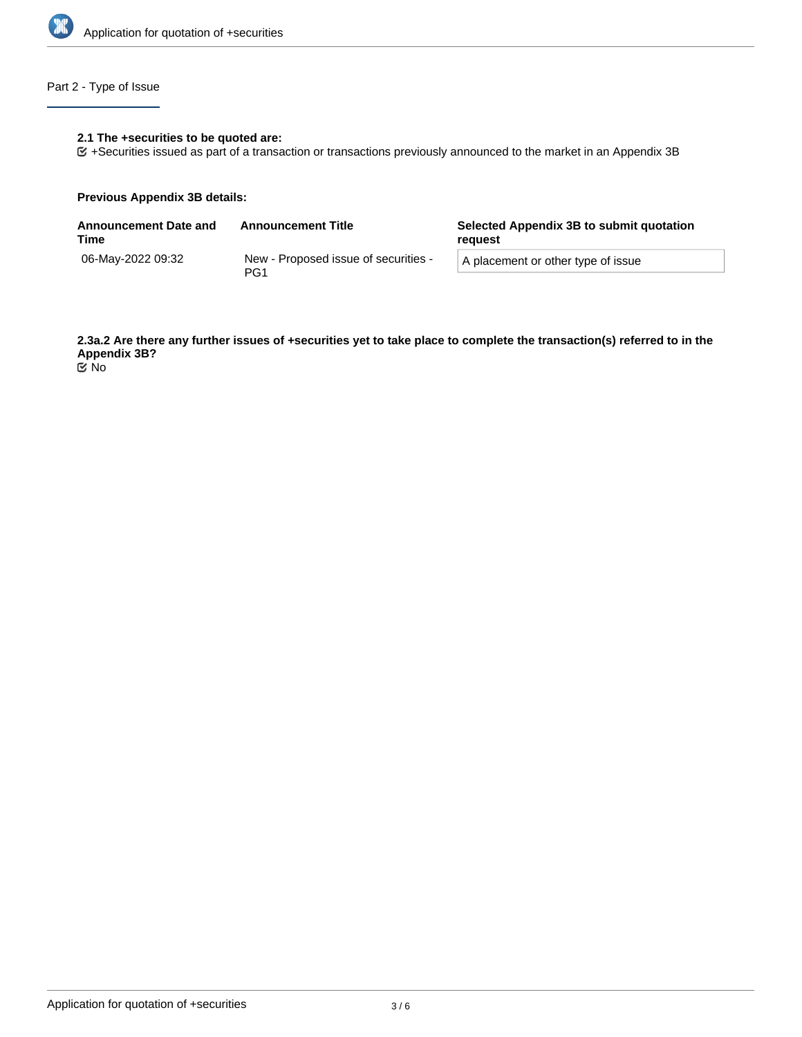## Part 2 - Type of Issue

**2.1 The +securities to be quoted are:**

☑ +Securities issued as part of a transaction or transactions previously announced to the market in an Appendix 3B

**Previous Appendix 3B details:**

| Announcement Date and Time | Announcement Title | Selected Appendix 3B to submit quotation request |
|---|---|---|
| 06-May-2022 09:32 | New - Proposed issue of securities - PG1 | A placement or other type of issue |

**2.3a.2 Are there any further issues of +securities yet to take place to complete the transaction(s) referred to in the Appendix 3B?**

☑ No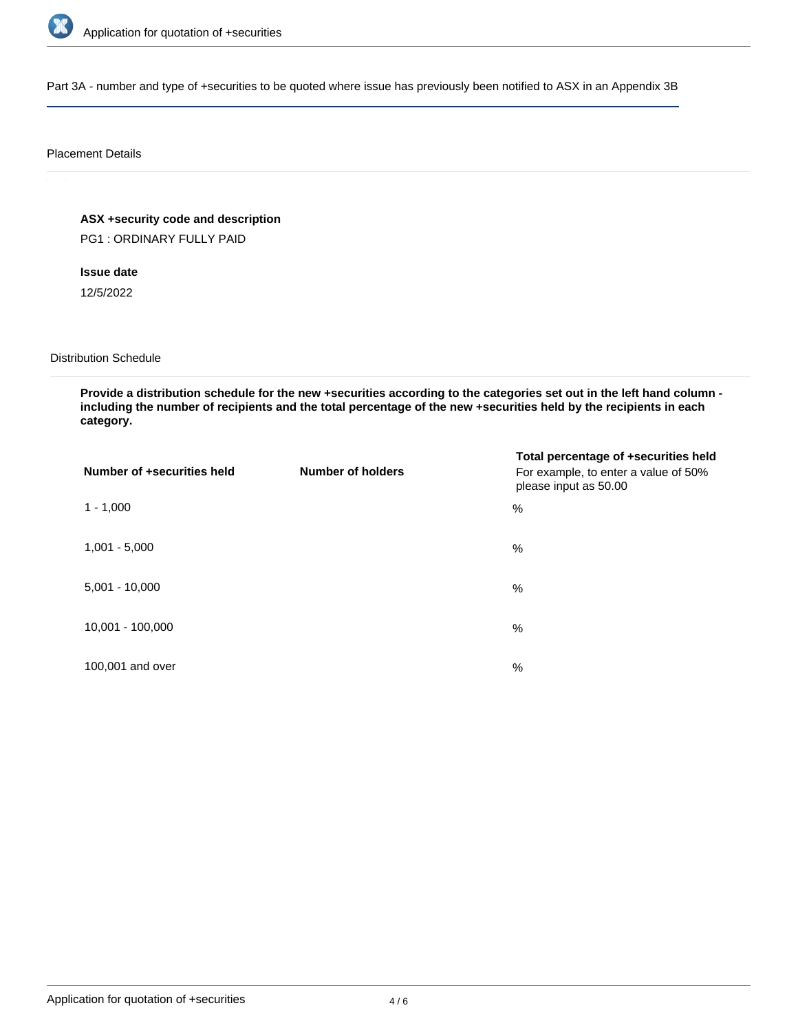Part 3A - number and type of +securities to be quoted where issue has previously been notified to ASX in an Appendix 3B

Placement Details

**ASX +security code and description**

PG1 : ORDINARY FULLY PAID

**Issue date**

12/5/2022

Distribution Schedule

**Provide a distribution schedule for the new +securities according to the categories set out in the left hand column - including the number of recipients and the total percentage of the new +securities held by the recipients in each category.**

| **Number of +securities held** | **Number of holders** | **Total percentage of +securities held** For example, to enter a value of 50% please input as 50.00 |
| --- | --- | --- |
| 1 - 1,000 | | % |
| 1,001 - 5,000 | | % |
| 5,001 - 10,000 | | % |
| 10,001 - 100,000 | | % |
| 100,001 and over | | % |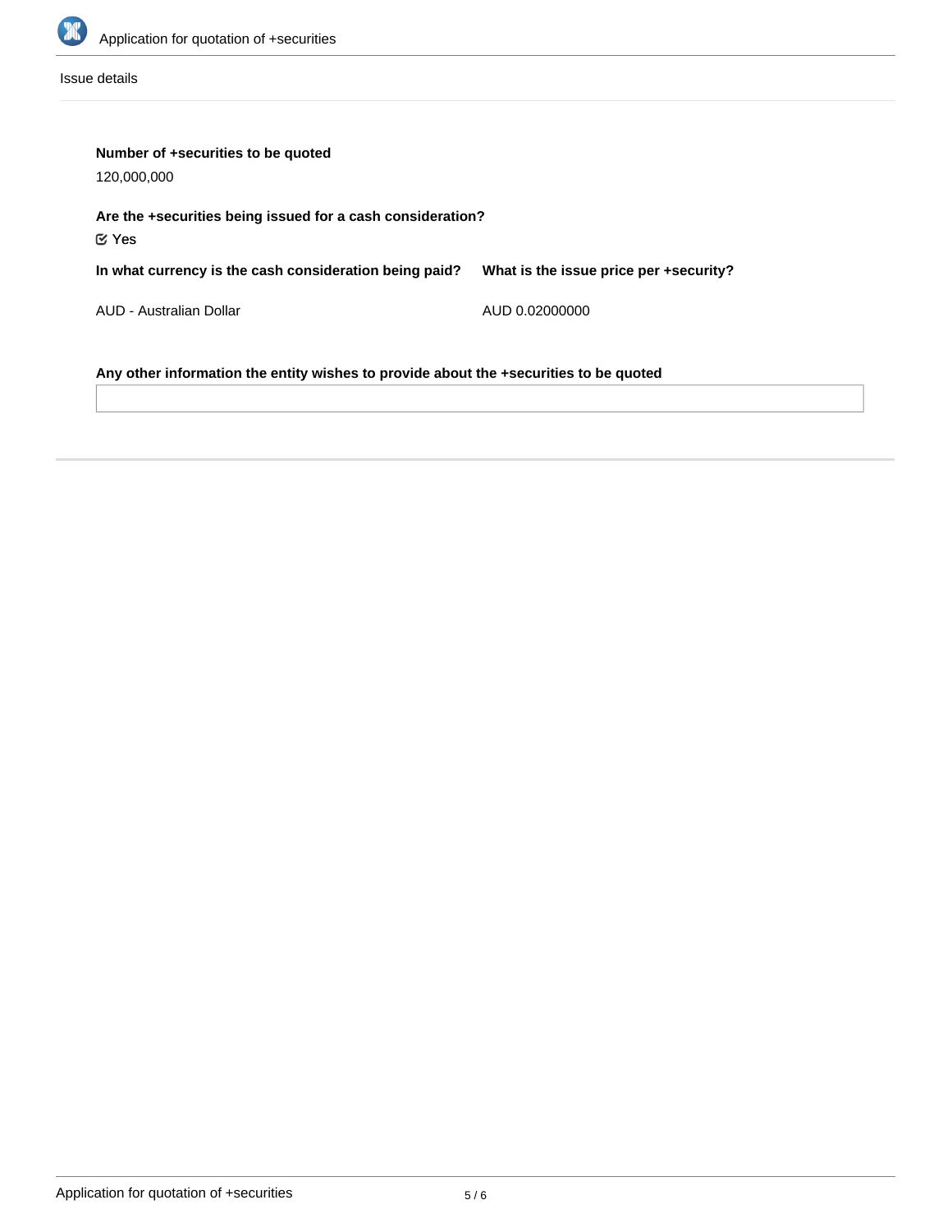Issue details

**Number of +securities to be quoted**

120,000,000

**Are the +securities being issued for a cash consideration?**

☑ Yes

**In what currency is the cash consideration being paid?**

AUD - Australian Dollar

**What is the issue price per +security?**

AUD 0.02000000

**Any other information the entity wishes to provide about the +securities to be quoted**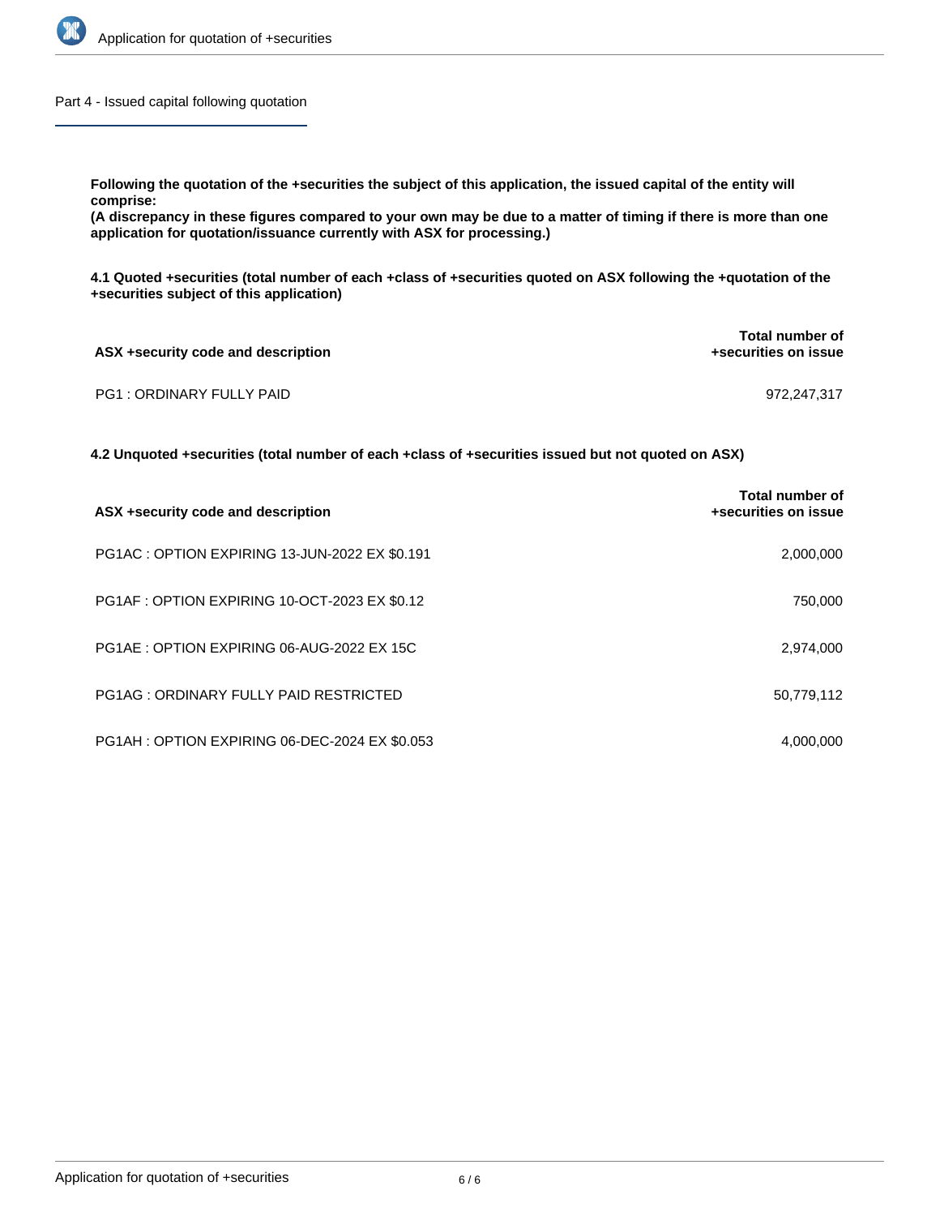## Part 4 - Issued capital following quotation

**Following the quotation of the +securities the subject of this application, the issued capital of the entity will comprise:**
**(A discrepancy in these figures compared to your own may be due to a matter of timing if there is more than one application for quotation/issuance currently with ASX for processing.)**

**4.1 Quoted +securities (total number of each +class of +securities quoted on ASX following the +quotation of the +securities subject of this application)**

| ASX +security code and description | Total number of +securities on issue |
| --- | --- |
| PG1 : ORDINARY FULLY PAID | 972,247,317 |

**4.2 Unquoted +securities (total number of each +class of +securities issued but not quoted on ASX)**

| ASX +security code and description | Total number of +securities on issue |
| --- | --- |
| PG1AC : OPTION EXPIRING 13-JUN-2022 EX $0.191 | 2,000,000 |
| PG1AF : OPTION EXPIRING 10-OCT-2023 EX $0.12 | 750,000 |
| PG1AE : OPTION EXPIRING 06-AUG-2022 EX 15C | 2,974,000 |
| PG1AG : ORDINARY FULLY PAID RESTRICTED | 50,779,112 |
| PG1AH : OPTION EXPIRING 06-DEC-2024 EX $0.053 | 4,000,000 |